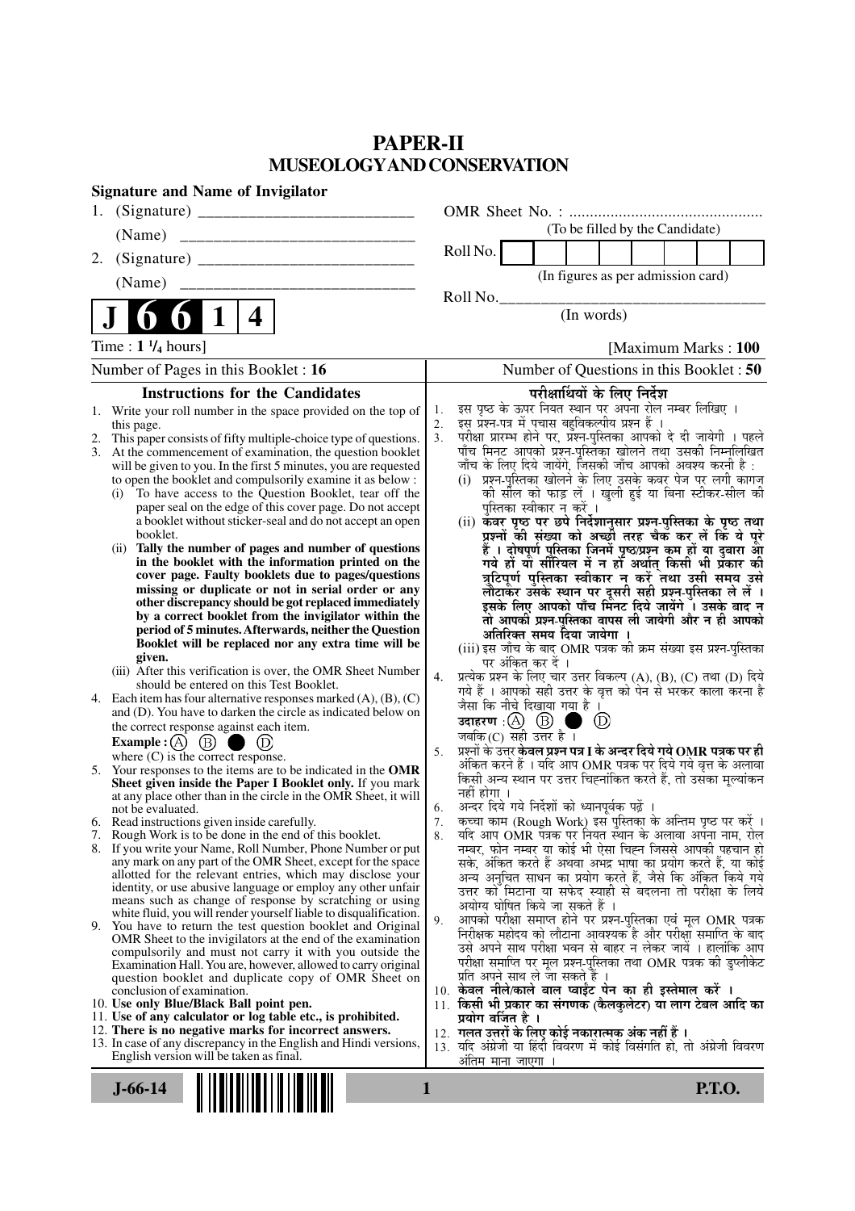# PAPER-II
## MUSEOLOGY AND CONSERVATION

**Signature and Name of Invigilator**

1. (Signature) ___________________________

   (Name) ___________________________

2. (Signature) ___________________________

   (Name) ___________________________

OMR Sheet No. : ...............................................

(To be filled by the Candidate)

Roll No. | | | | | | | | |

(In figures as per admission card)

Roll No.___________________________

(In words)

**J 6 6 1 4**

Time : **1 ¹/₄ hours**] [Maximum Marks : **100**

Number of Pages in this Booklet : 16

Number of Questions in this Booklet : 50

### Instructions for the Candidates

1. Write your roll number in the space provided on the top of this page.
2. This paper consists of fifty multiple-choice type of questions.
3. At the commencement of examination, the question booklet will be given to you. In the first 5 minutes, you are requested to open the booklet and compulsorily examine it as below :
   (i) To have access to the Question Booklet, tear off the paper seal on the edge of this cover page. Do not accept a booklet without sticker-seal and do not accept an open booklet.
   (ii) **Tally the number of pages and number of questions in the booklet with the information printed on the cover page. Faulty booklets due to pages/questions missing or duplicate or not in serial order or any other discrepancy should be got replaced immediately by a correct booklet from the invigilator within the period of 5 minutes. Afterwards, neither the Question Booklet will be replaced nor any extra time will be given.**
   (iii) After this verification is over, the OMR Sheet Number should be entered on this Test Booklet.
4. Each item has four alternative responses marked (A), (B), (C) and (D). You have to darken the circle as indicated below on the correct response against each item.
   **Example :** (A) (B) ● (D)
   where (C) is the correct response.
5. Your responses to the items are to be indicated in the **OMR Sheet given inside the Paper I Booklet only.** If you mark at any place other than in the circle in the OMR Sheet, it will not be evaluated.
6. Read instructions given inside carefully.
7. Rough Work is to be done in the end of this booklet.
8. If you write your Name, Roll Number, Phone Number or put any mark on any part of the OMR Sheet, except for the space allotted for the relevant entries, which may disclose your identity, or use abusive language or employ any other unfair means such as change of response by scratching or using white fluid, you will render yourself liable to disqualification.
9. You have to return the test question booklet and Original OMR Sheet to the invigilators at the end of the examination compulsorily and must not carry it with you outside the Examination Hall. You are, however, allowed to carry original question booklet and duplicate copy of OMR Sheet on conclusion of examination.
10. **Use only Blue/Black Ball point pen.**
11. **Use of any calculator or log table etc., is prohibited.**
12. **There is no negative marks for incorrect answers.**
13. In case of any discrepancy in the English and Hindi versions, English version will be taken as final.

### परीक्षार्थियों के लिए निर्देश

1. इस पृष्ठ के ऊपर नियत स्थान पर अपना रोल नम्बर लिखिए ।
2. इस प्रश्न-पत्र में पचास बहुविकल्पीय प्रश्न हैं ।
3. परीक्षा प्रारम्भ होने पर, प्रश्न-पुस्तिका आपको दे दी जायेगी । पहले पाँच मिनट आपको प्रश्न-पुस्तिका खोलने तथा उसकी निम्नलिखित जाँच के लिए दिये जायेंगे, जिसकी जाँच आपको अवश्य करनी है :
   (i) प्रश्न-पुस्तिका खोलने के लिए उसके कवर पेज पर लगी कागज की सील को फाड़ लें । खुली हुई या बिना स्टीकर-सील की पुस्तिका स्वीकार न करें ।
   (ii) **कवर पृष्ठ पर छपे निर्देशानुसार प्रश्न-पुस्तिका के पृष्ठ तथा प्रश्नों की संख्या को अच्छी तरह चैक कर लें कि ये पूरे हैं । दोषपूर्ण पुस्तिका जिनमें पृष्ठ/प्रश्न कम हों या दुबारा आ गये हों या सीरियल में न हों अर्थात् किसी भी प्रकार की त्रुटिपूर्ण पुस्तिका स्वीकार न करें तथा उसी समय उसे लौटाकर उसके स्थान पर दूसरी सही प्रश्न-पुस्तिका ले लें । इसके लिए आपको पाँच मिनट दिये जायेंगे । उसके बाद न तो आपकी प्रश्न-पुस्तिका वापस ली जायेगी और न ही आपको अतिरिक्त समय दिया जायेगा ।**
   (iii) इस जाँच के बाद OMR पत्रक की क्रम संख्या इस प्रश्न-पुस्तिका पर अंकित कर दें ।
4. प्रत्येक प्रश्न के लिए चार उत्तर विकल्प (A), (B), (C) तथा (D) दिये गये हैं । आपको सही उत्तर के वृत्त को पेन से भरकर काला करना है जैसा कि नीचे दिखाया गया है ।
   **उदाहरण :** (A) (B) ● (D)
   जबकि (C) सही उत्तर है ।
5. प्रश्नों के उत्तर **केवल प्रश्न पत्र I के अन्दर दिये गये OMR पत्रक पर ही** अंकित करने हैं । यदि आप OMR पत्रक पर दिये गये वृत्त के अलावा किसी अन्य स्थान पर उत्तर चिह्नांकित करते हैं, तो उसका मूल्यांकन नहीं होगा ।
6. अन्दर दिये गये निर्देशों को ध्यानपूर्वक पढ़ें ।
7. कच्चा काम (Rough Work) इस पुस्तिका के अन्तिम पृष्ठ पर करें ।
8. यदि आप OMR पत्रक पर नियत स्थान के अलावा अपना नाम, रोल नम्बर, फोन नम्बर या कोई भी ऐसा चिह्न जिससे आपकी पहचान हो सके, अंकित करते हैं अथवा अभद्र भाषा का प्रयोग करते हैं, या कोई अन्य अनुचित साधन का प्रयोग करते हैं, जैसे कि अंकित किये गये उत्तर को मिटाना या सफेद स्याही से बदलना तो परीक्षा के लिये अयोग्य घोषित किये जा सकते हैं ।
9. आपको परीक्षा समाप्त होने पर प्रश्न-पुस्तिका एवं मूल OMR पत्रक निरीक्षक महोदय को लौटाना आवश्यक है और परीक्षा समाप्ति के बाद उसे अपने साथ परीक्षा भवन से बाहर न लेकर जायें । हालांकि आप परीक्षा समाप्ति पर मूल प्रश्न-पुस्तिका तथा OMR पत्रक की डुप्लीकेट प्रति अपने साथ ले जा सकते हैं ।
10. **केवल नीले/काले बाल प्वाईंट पेन का ही इस्तेमाल करें ।**
11. **किसी भी प्रकार का संगणक (कैलकुलेटर) या लाग टेबल आदि का प्रयोग वर्जित है ।**
12. **गलत उत्तरों के लिए कोई नकारात्मक अंक नहीं हैं ।**
13. यदि अंग्रेजी या हिंदी विवरण में कोई विसंगति हो, तो अंग्रेजी विवरण अंतिम माना जाएगा ।

J-66-14

P.T.O.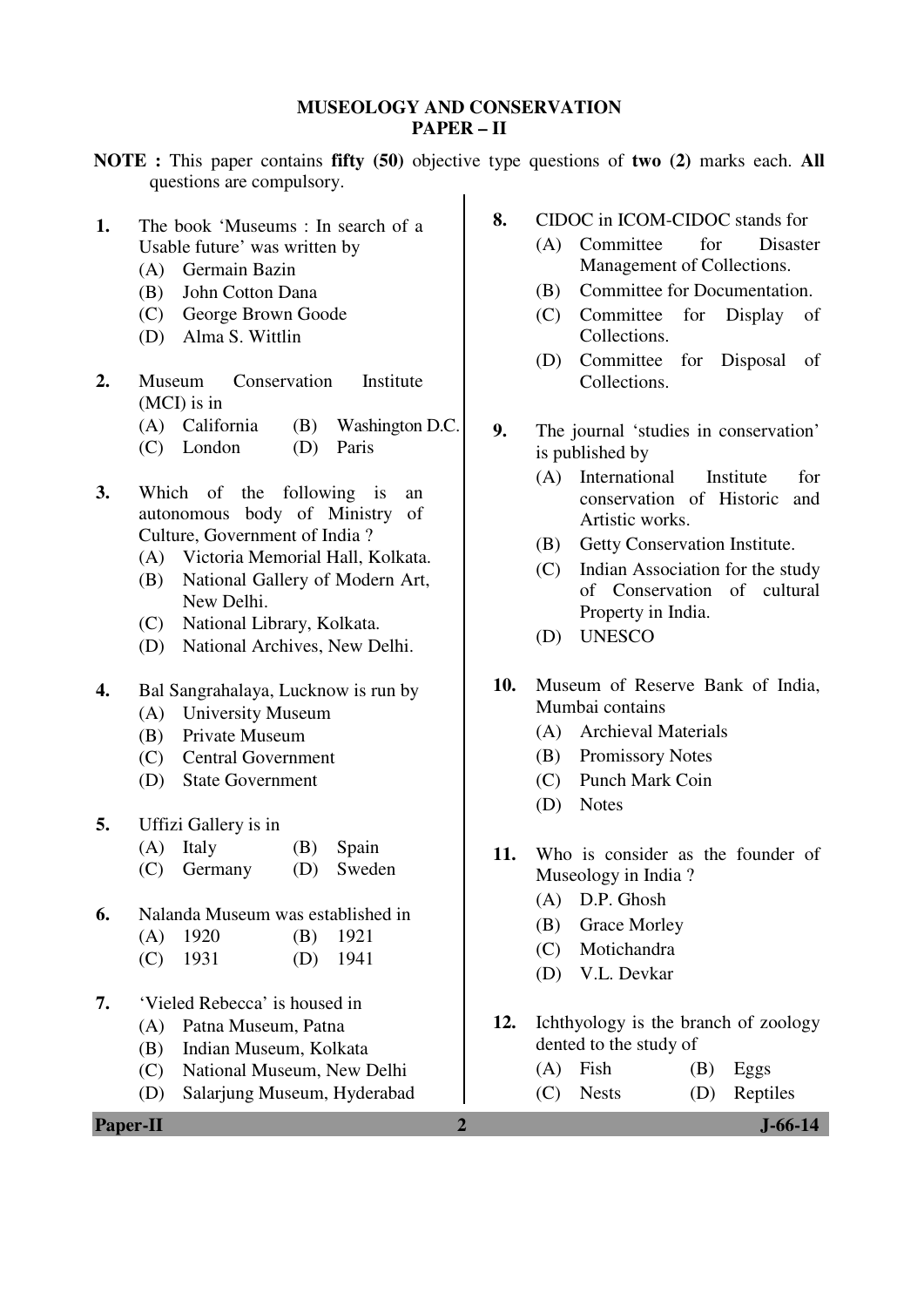# MUSEOLOGY AND CONSERVATION
## PAPER – II

**NOTE :** This paper contains **fifty (50)** objective type questions of **two (2)** marks each. **All** questions are compulsory.

**1.** The book 'Museums : In search of a Usable future' was written by
- (A) Germain Bazin
- (B) John Cotton Dana
- (C) George Brown Goode
- (D) Alma S. Wittlin

**2.** Museum Conservation Institute (MCI) is in
- (A) California
- (B) Washington D.C.
- (C) London
- (D) Paris

**3.** Which of the following is an autonomous body of Ministry of Culture, Government of India ?
- (A) Victoria Memorial Hall, Kolkata.
- (B) National Gallery of Modern Art, New Delhi.
- (C) National Library, Kolkata.
- (D) National Archives, New Delhi.

**4.** Bal Sangrahalaya, Lucknow is run by
- (A) University Museum
- (B) Private Museum
- (C) Central Government
- (D) State Government

**5.** Uffizi Gallery is in
- (A) Italy
- (B) Spain
- (C) Germany
- (D) Sweden

**6.** Nalanda Museum was established in
- (A) 1920
- (B) 1921
- (C) 1931
- (D) 1941

**7.** 'Vieled Rebecca' is housed in
- (A) Patna Museum, Patna
- (B) Indian Museum, Kolkata
- (C) National Museum, New Delhi
- (D) Salarjung Museum, Hyderabad

**8.** CIDOC in ICOM-CIDOC stands for
- (A) Committee for Disaster Management of Collections.
- (B) Committee for Documentation.
- (C) Committee for Display of Collections.
- (D) Committee for Disposal of Collections.

**9.** The journal 'studies in conservation' is published by
- (A) International Institute for conservation of Historic and Artistic works.
- (B) Getty Conservation Institute.
- (C) Indian Association for the study of Conservation of cultural Property in India.
- (D) UNESCO

**10.** Museum of Reserve Bank of India, Mumbai contains
- (A) Archieval Materials
- (B) Promissory Notes
- (C) Punch Mark Coin
- (D) Notes

**11.** Who is consider as the founder of Museology in India ?
- (A) D.P. Ghosh
- (B) Grace Morley
- (C) Motichandra
- (D) V.L. Devkar

**12.** Ichthyology is the branch of zoology dented to the study of
- (A) Fish
- (B) Eggs
- (C) Nests
- (D) Reptiles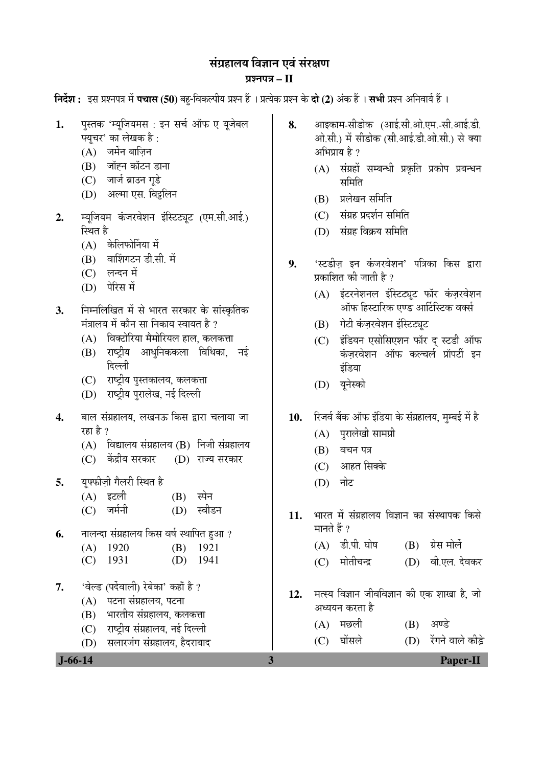# संग्रहालय विज्ञान एवं संरक्षण

## प्रश्नपत्र – II

**निर्देश :** इस प्रश्नपत्र में **पचास (50)** बहु-विकल्पीय प्रश्न हैं । प्रत्येक प्रश्न के **दो (2)** अंक हैं । **सभी** प्रश्न अनिवार्य हैं ।

1. पुस्तक 'म्यूज़ियमस : इन सर्च ऑफ ए यूज़ेबल फ्यूचर' का लेखक है :
   - (A) जर्मेन बाज़िन
   - (B) जॉह्न कॉटन डाना
   - (C) जार्ज ब्राउन गूडे
   - (D) अल्मा एस. विट्लिन

2. म्यूज़ियम कंज़रवेशन इंस्टिट्यूट (एम.सी.आई.) स्थित है
   - (A) केलिफोर्निया में
   - (B) वाशिंगटन डी.सी. में
   - (C) लन्दन में
   - (D) पेरिस में

3. निम्नलिखित में से भारत सरकार के सांस्कृतिक मंत्रालय में कौन सा निकाय स्वायत है ?
   - (A) विक्टोरिया मैमोरियल हाल, कलकत्ता
   - (B) राष्ट्रीय आधुनिककला विधिका, नई दिल्ली
   - (C) राष्ट्रीय पुस्तकालय, कलकत्ता
   - (D) राष्ट्रीय पुरालेख, नई दिल्ली

4. बाल संग्रहालय, लखनऊ किस द्वारा चलाया जा रहा है ?
   - (A) विद्यालय संग्रहालय
   - (B) निजी संग्रहालय
   - (C) केंद्रीय सरकार
   - (D) राज्य सरकार

5. यूफ्फीज़ी गैलरी स्थित है
   - (A) इटली
   - (B) स्पेन
   - (C) जर्मनी
   - (D) स्वीडन

6. नालन्दा संग्रहालय किस वर्ष स्थापित हुआ ?
   - (A) 1920
   - (B) 1921
   - (C) 1931
   - (D) 1941

7. 'वेल्ड (पर्देवाली) रेबेका' कहाँ है ?
   - (A) पटना संग्रहालय, पटना
   - (B) भारतीय संग्रहालय, कलकत्ता
   - (C) राष्ट्रीय संग्रहालय, नई दिल्ली
   - (D) सलारजंग संग्रहालय, हैदराबाद

8. आइकाम-सीडोक (आई.सी.ओ.एम.-सी.आई.डी.ओ.सी.) में सीडोक (सी.आई.डी.ओ.सी.) से क्या अभिप्राय है ?
   - (A) संग्रहों सम्बन्धी प्रकृति प्रकोप प्रबन्धन समिति
   - (B) प्रलेखन समिति
   - (C) संग्रह प्रदर्शन समिति
   - (D) संग्रह विक्रय समिति

9. 'स्टडीज़ इन कंज़रवेशन' पत्रिका किस द्वारा प्रकाशित की जाती है ?
   - (A) इंटरनेशनल इंस्टिट्यूट फॉर कंज़रवेशन ऑफ हिस्टारिक एण्ड आर्टिस्टिक वर्क्स
   - (B) गेटी कंज़रवेशन इंस्टिट्यूट
   - (C) इंडियन एसोसिएशन फॉर द् स्टडी ऑफ कंज़रवेशन ऑफ कल्चर्ल प्रॉपर्टी इन इंडिया
   - (D) यूनेस्को

10. रिज़र्व बैंक ऑफ इंडिया के संग्रहालय, मुम्बई में है
    - (A) पुरालेखी सामग्री
    - (B) वचन पत्र
    - (C) आहत सिक्के
    - (D) नोट

11. भारत में संग्रहालय विज्ञान का संस्थापक किसे मानते हैं ?
    - (A) डी.पी. घोष
    - (B) ग्रेस मोर्ले
    - (C) मोतीचन्द्र
    - (D) वी.एल. देवकर

12. मत्स्य विज्ञान जीवविज्ञान की एक शाखा है, जो अध्ययन करता है
    - (A) मछली
    - (B) अण्डे
    - (C) घोंसले
    - (D) रेंगने वाले कीड़े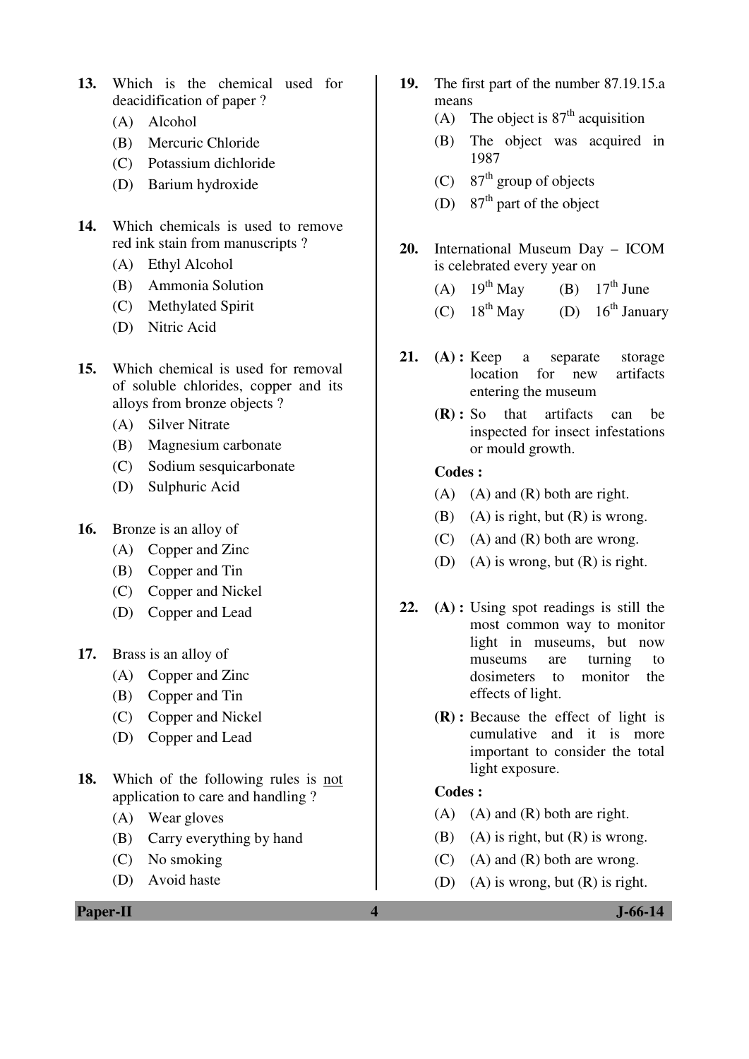13. Which is the chemical used for deacidification of paper ?
   - (A) Alcohol
   - (B) Mercuric Chloride
   - (C) Potassium dichloride
   - (D) Barium hydroxide

14. Which chemicals is used to remove red ink stain from manuscripts ?
   - (A) Ethyl Alcohol
   - (B) Ammonia Solution
   - (C) Methylated Spirit
   - (D) Nitric Acid

15. Which chemical is used for removal of soluble chlorides, copper and its alloys from bronze objects ?
   - (A) Silver Nitrate
   - (B) Magnesium carbonate
   - (C) Sodium sesquicarbonate
   - (D) Sulphuric Acid

16. Bronze is an alloy of
   - (A) Copper and Zinc
   - (B) Copper and Tin
   - (C) Copper and Nickel
   - (D) Copper and Lead

17. Brass is an alloy of
   - (A) Copper and Zinc
   - (B) Copper and Tin
   - (C) Copper and Nickel
   - (D) Copper and Lead

18. Which of the following rules is not application to care and handling ?
   - (A) Wear gloves
   - (B) Carry everything by hand
   - (C) No smoking
   - (D) Avoid haste

19. The first part of the number 87.19.15.a means
   - (A) The object is 87th acquisition
   - (B) The object was acquired in 1987
   - (C) 87th group of objects
   - (D) 87th part of the object

20. International Museum Day – ICOM is celebrated every year on
   - (A) 19th May
   - (B) 17th June
   - (C) 18th May
   - (D) 16th January

21. **(A) :** Keep a separate storage location for new artifacts entering the museum

    **(R) :** So that artifacts can be inspected for insect infestations or mould growth.

    **Codes :**
   - (A) (A) and (R) both are right.
   - (B) (A) is right, but (R) is wrong.
   - (C) (A) and (R) both are wrong.
   - (D) (A) is wrong, but (R) is right.

22. **(A) :** Using spot readings is still the most common way to monitor light in museums, but now museums are turning to dosimeters to monitor the effects of light.

    **(R) :** Because the effect of light is cumulative and it is more important to consider the total light exposure.

    **Codes :**
   - (A) (A) and (R) both are right.
   - (B) (A) is right, but (R) is wrong.
   - (C) (A) and (R) both are wrong.
   - (D) (A) is wrong, but (R) is right.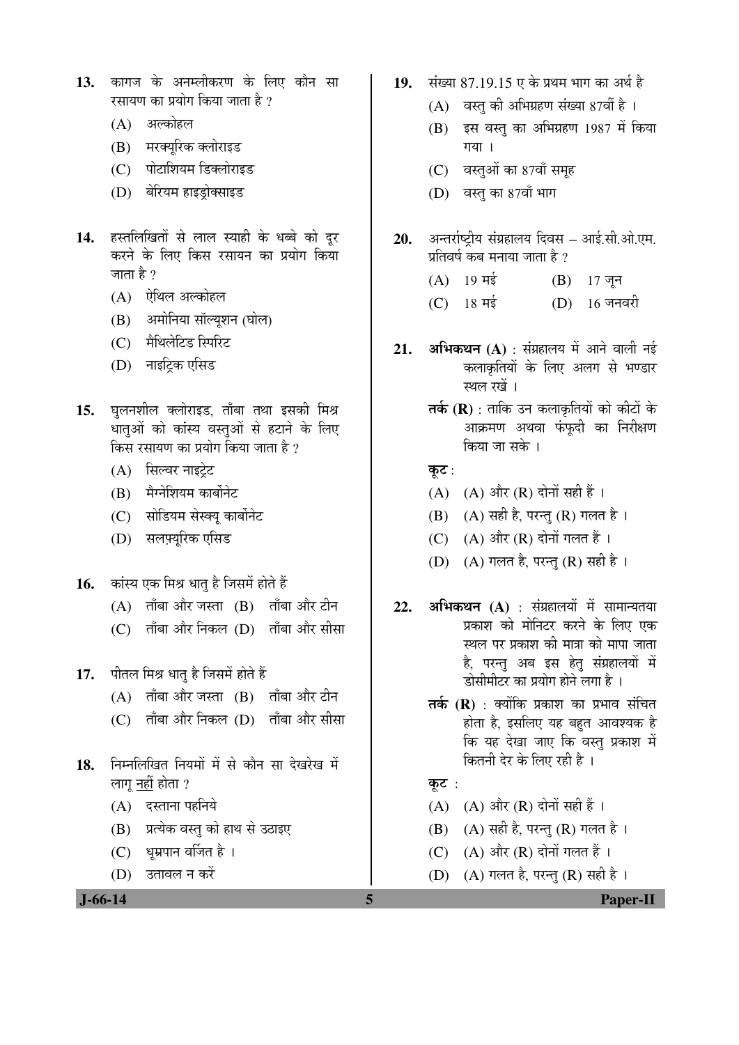13. कागज के अनम्लीकरण के लिए कौन सा रसायण का प्रयोग किया जाता है ?

    (A) अल्कोहल
    (B) मरक्यूरिक क्लोराइड
    (C) पोटाशियम डिक्लोराइड
    (D) बेरियम हाइड्रोक्साइड

14. हस्तलिखितों से लाल स्याही के धब्बे को दूर करने के लिए किस रसायन का प्रयोग किया जाता है ?

    (A) ऐथिल अल्कोहल
    (B) अमोनिया सॉल्यूशन (घोल)
    (C) मैथिलेटिड स्पिरिट
    (D) नाइट्रिक एसिड

15. घुलनशील क्लोराइड, ताँबा तथा इसकी मिश्र धातुओं को कांस्य वस्तुओं से हटाने के लिए किस रसायण का प्रयोग किया जाता है ?

    (A) सिल्वर नाइट्रेट
    (B) मैग्नेशियम कार्बोनेट
    (C) सोडियम सेस्क्यू कार्बोनेट
    (D) सलफ़्यूरिक एसिड

16. कांस्य एक मिश्र धातु है जिसमें होते हैं

    (A) ताँबा और जस्ता
    (B) ताँबा और टीन
    (C) ताँबा और निकल
    (D) ताँबा और सीसा

17. पीतल मिश्र धातु है जिसमें होते हैं

    (A) ताँबा और जस्ता
    (B) ताँबा और टीन
    (C) ताँबा और निकल
    (D) ताँबा और सीसा

18. निम्नलिखित नियमों में से कौन सा देखरेख में लागू नहीं होता ?

    (A) दस्ताना पहनिये
    (B) प्रत्येक वस्तु को हाथ से उठाइए
    (C) धूम्रपान वर्जित है ।
    (D) उतावल न करें

19. संख्या 87.19.15 ए के प्रथम भाग का अर्थ है

    (A) वस्तु की अभिग्रहण संख्या 87वीं है ।
    (B) इस वस्तु का अभिग्रहण 1987 में किया गया ।
    (C) वस्तुओं का 87वाँ समूह
    (D) वस्तु का 87वाँ भाग

20. अन्तर्राष्ट्रीय संग्रहालय दिवस – आई.सी.ओ.एम. प्रतिवर्ष कब मनाया जाता है ?

    (A) 19 मई
    (B) 17 जून
    (C) 18 मई
    (D) 16 जनवरी

21. **अभिकथन (A)** : संग्रहालय में आने वाली नई कलाकृतियों के लिए अलग से भण्डार स्थल रखें ।

    **तर्क (R)** : ताकि उन कलाकृतियों को कीटों के आक्रमण अथवा फंफूदी का निरीक्षण किया जा सके ।

    **कूट** :

    (A) (A) और (R) दोनों सही हैं ।
    (B) (A) सही है, परन्तु (R) गलत है ।
    (C) (A) और (R) दोनों गलत हैं ।
    (D) (A) गलत है, परन्तु (R) सही है ।

22. **अभिकथन (A)** : संग्रहालयों में सामान्यतया प्रकाश को मोनिटर करने के लिए एक स्थल पर प्रकाश की मात्रा को मापा जाता है, परन्तु अब इस हेतु संग्रहालयों में डोसीमीटर का प्रयोग होने लगा है ।

    **तर्क (R)** : क्योंकि प्रकाश का प्रभाव संचित होता है, इसलिए यह बहुत आवश्यक है कि यह देखा जाए कि वस्तु प्रकाश में कितनी देर के लिए रही है ।

    **कूट** :

    (A) (A) और (R) दोनों सही हैं ।
    (B) (A) सही है, परन्तु (R) गलत है ।
    (C) (A) और (R) दोनों गलत हैं ।
    (D) (A) गलत है, परन्तु (R) सही है ।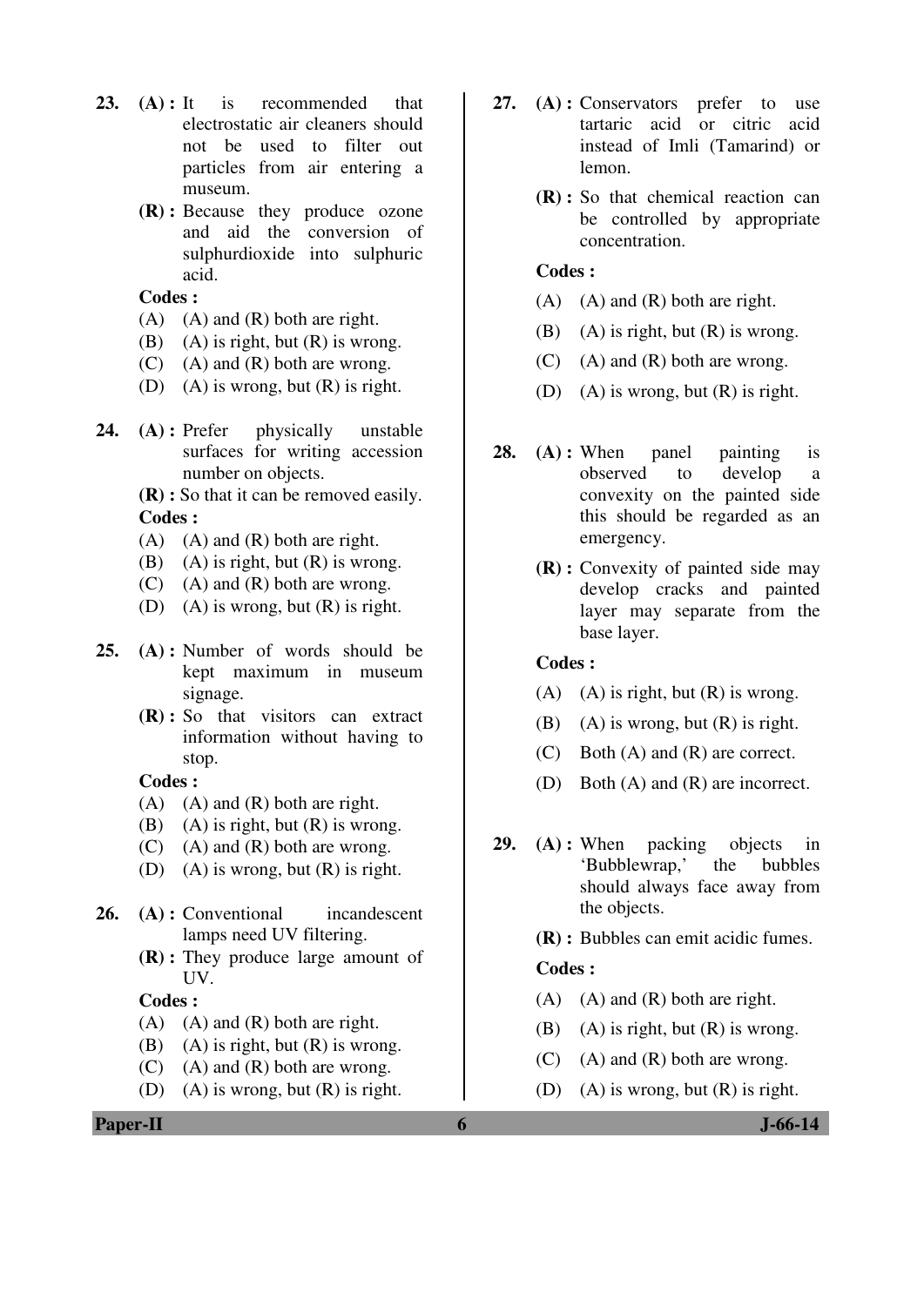**23.** **(A) :** It is recommended that electrostatic air cleaners should not be used to filter out particles from air entering a museum.

**(R) :** Because they produce ozone and aid the conversion of sulphurdioxide into sulphuric acid.

**Codes :**

(A) (A) and (R) both are right.

(B) (A) is right, but (R) is wrong.

(C) (A) and (R) both are wrong.

(D) (A) is wrong, but (R) is right.

**24.** **(A) :** Prefer physically unstable surfaces for writing accession number on objects.

**(R) :** So that it can be removed easily.

**Codes :**

(A) (A) and (R) both are right.

(B) (A) is right, but (R) is wrong.

(C) (A) and (R) both are wrong.

(D) (A) is wrong, but (R) is right.

**25.** **(A) :** Number of words should be kept maximum in museum signage.

**(R) :** So that visitors can extract information without having to stop.

**Codes :**

(A) (A) and (R) both are right.

(B) (A) is right, but (R) is wrong.

(C) (A) and (R) both are wrong.

(D) (A) is wrong, but (R) is right.

**26.** **(A) :** Conventional incandescent lamps need UV filtering.

**(R) :** They produce large amount of UV.

**Codes :**

(A) (A) and (R) both are right.

(B) (A) is right, but (R) is wrong.

(C) (A) and (R) both are wrong.

(D) (A) is wrong, but (R) is right.

**27.** **(A) :** Conservators prefer to use tartaric acid or citric acid instead of Imli (Tamarind) or lemon.

**(R) :** So that chemical reaction can be controlled by appropriate concentration.

**Codes :**

(A) (A) and (R) both are right.

(B) (A) is right, but (R) is wrong.

(C) (A) and (R) both are wrong.

(D) (A) is wrong, but (R) is right.

**28.** **(A) :** When panel painting is observed to develop a convexity on the painted side this should be regarded as an emergency.

**(R) :** Convexity of painted side may develop cracks and painted layer may separate from the base layer.

**Codes :**

(A) (A) is right, but (R) is wrong.

(B) (A) is wrong, but (R) is right.

(C) Both (A) and (R) are correct.

(D) Both (A) and (R) are incorrect.

**29.** **(A) :** When packing objects in 'Bubblewrap,' the bubbles should always face away from the objects.

**(R) :** Bubbles can emit acidic fumes.

**Codes :**

(A) (A) and (R) both are right.

(B) (A) is right, but (R) is wrong.

(C) (A) and (R) both are wrong.

(D) (A) is wrong, but (R) is right.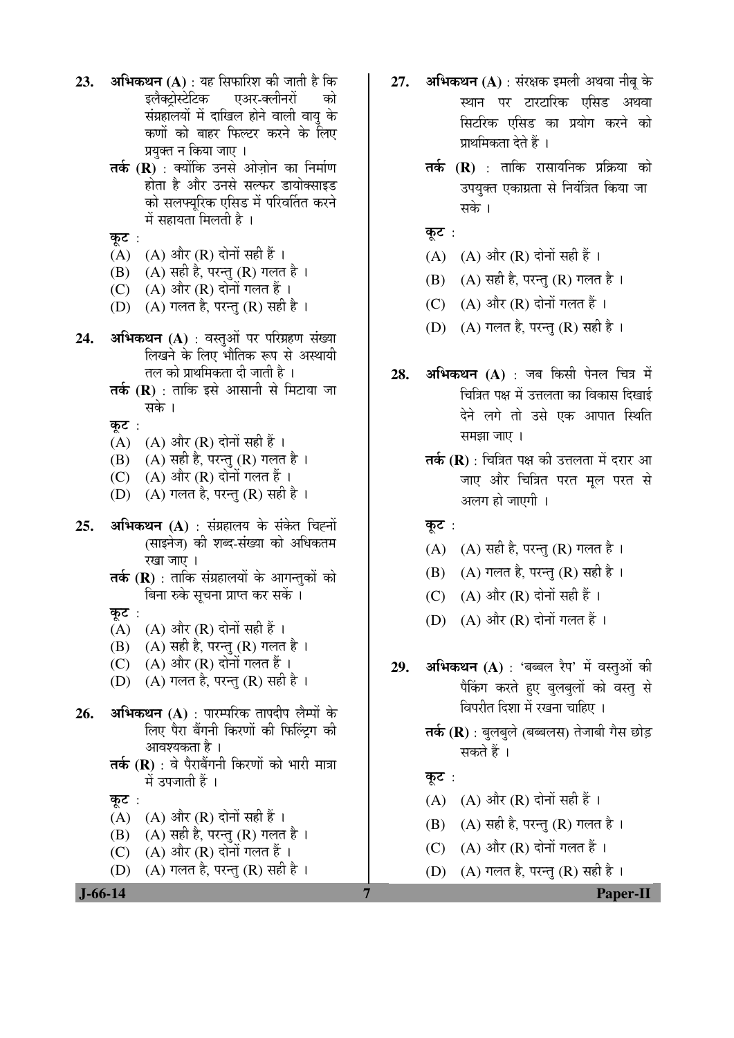23. **अभिकथन (A)** : यह सिफारिश की जाती है कि इलैक्ट्रोस्टेटिक एअर-क्लीनरों को संग्रहालयों में दाखिल होने वाली वायु के कणों को बाहर फिल्टर करने के लिए प्रयुक्त न किया जाए ।

    **तर्क (R)** : क्योंकि उनसे ओज़ोन का निर्माण होता है और उनसे सल्फर डायोक्साइड को सलफ्यूरिक एसिड में परिवर्तित करने में सहायता मिलती है ।

    **कूट** :
    (A) (A) और (R) दोनों सही हैं ।
    (B) (A) सही है, परन्तु (R) गलत है ।
    (C) (A) और (R) दोनों गलत हैं ।
    (D) (A) गलत है, परन्तु (R) सही है ।

24. **अभिकथन (A)** : वस्तुओं पर परिग्रहण संख्या लिखने के लिए भौतिक रूप से अस्थायी तल को प्राथमिकता दी जाती है ।

    **तर्क (R)** : ताकि इसे आसानी से मिटाया जा सके ।

    **कूट** :
    (A) (A) और (R) दोनों सही हैं ।
    (B) (A) सही है, परन्तु (R) गलत है ।
    (C) (A) और (R) दोनों गलत हैं ।
    (D) (A) गलत है, परन्तु (R) सही है ।

25. **अभिकथन (A)** : संग्रहालय के संकेत चिह्नों (साइनेज) की शब्द-संख्या को अधिकतम रखा जाए ।

    **तर्क (R)** : ताकि संग्रहालयों के आगन्तुकों को बिना रुके सूचना प्राप्त कर सकें ।

    **कूट** :
    (A) (A) और (R) दोनों सही हैं ।
    (B) (A) सही है, परन्तु (R) गलत है ।
    (C) (A) और (R) दोनों गलत हैं ।
    (D) (A) गलत है, परन्तु (R) सही है ।

26. **अभिकथन (A)** : पारम्परिक तापदीप लैम्पों के लिए पैरा बैंगनी किरणों की फिल्ट्रिंग की आवश्यकता है ।

    **तर्क (R)** : वे पैराबैंगनी किरणों को भारी मात्रा में उपजाती हैं ।

    **कूट** :
    (A) (A) और (R) दोनों सही हैं ।
    (B) (A) सही है, परन्तु (R) गलत है ।
    (C) (A) और (R) दोनों गलत हैं ।
    (D) (A) गलत है, परन्तु (R) सही है ।

27. **अभिकथन (A)** : संरक्षक इमली अथवा नीबू के स्थान पर टारटारिक एसिड अथवा सिटरिक एसिड का प्रयोग करने को प्राथमिकता देते हैं ।

    **तर्क (R)** : ताकि रासायनिक प्रक्रिया को उपयुक्त एकाग्रता से नियंत्रित किया जा सके ।

    **कूट** :
    (A) (A) और (R) दोनों सही हैं ।
    (B) (A) सही है, परन्तु (R) गलत है ।
    (C) (A) और (R) दोनों गलत हैं ।
    (D) (A) गलत है, परन्तु (R) सही है ।

28. **अभिकथन (A)** : जब किसी पेनल चित्र में चित्रित पक्ष में उत्तलता का विकास दिखाई देने लगे तो उसे एक आपात स्थिति समझा जाए ।

    **तर्क (R)** : चित्रित पक्ष की उत्तलता में दरार आ जाए और चित्रित परत मूल परत से अलग हो जाएगी ।

    **कूट** :
    (A) (A) सही है, परन्तु (R) गलत है ।
    (B) (A) गलत है, परन्तु (R) सही है ।
    (C) (A) और (R) दोनों सही हैं ।
    (D) (A) और (R) दोनों गलत हैं ।

29. **अभिकथन (A)** : 'बब्बल रैप' में वस्तुओं की पैकिंग करते हुए बुलबुलों को वस्तु से विपरीत दिशा में रखना चाहिए ।

    **तर्क (R)** : बुलबुले (बब्बलस) तेजाबी गैस छोड़ सकते हैं ।

    **कूट** :
    (A) (A) और (R) दोनों सही हैं ।
    (B) (A) सही है, परन्तु (R) गलत है ।
    (C) (A) और (R) दोनों गलत हैं ।
    (D) (A) गलत है, परन्तु (R) सही है ।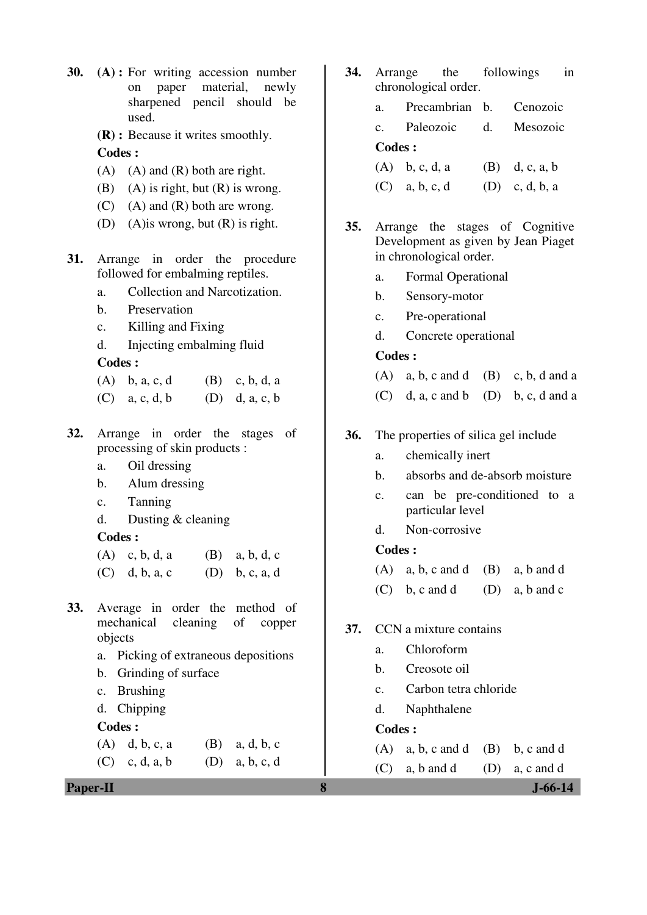30. **(A) :** For writing accession number on paper material, newly sharpened pencil should be used.

    **(R) :** Because it writes smoothly.

    **Codes :**

    (A) (A) and (R) both are right.

    (B) (A) is right, but (R) is wrong.

    (C) (A) and (R) both are wrong.

    (D) (A)is wrong, but (R) is right.

31. Arrange in order the procedure followed for embalming reptiles.

    a. Collection and Narcotization.

    b. Preservation

    c. Killing and Fixing

    d. Injecting embalming fluid

    **Codes :**

    (A) b, a, c, d (B) c, b, d, a

    (C) a, c, d, b (D) d, a, c, b

32. Arrange in order the stages of processing of skin products :

    a. Oil dressing

    b. Alum dressing

    c. Tanning

    d. Dusting & cleaning

    **Codes :**

    (A) c, b, d, a (B) a, b, d, c

    (C) d, b, a, c (D) b, c, a, d

33. Average in order the method of mechanical cleaning of copper objects

    a. Picking of extraneous depositions

    b. Grinding of surface

    c. Brushing

    d. Chipping

    **Codes :**

    (A) d, b, c, a (B) a, d, b, c

    (C) c, d, a, b (D) a, b, c, d

34. Arrange the followings in chronological order.

    a. Precambrian b. Cenozoic

    c. Paleozoic d. Mesozoic

    **Codes :**

    (A) b, c, d, a (B) d, c, a, b

    (C) a, b, c, d (D) c, d, b, a

35. Arrange the stages of Cognitive Development as given by Jean Piaget in chronological order.

    a. Formal Operational

    b. Sensory-motor

    c. Pre-operational

    d. Concrete operational

    **Codes :**

    (A) a, b, c and d (B) c, b, d and a

    (C) d, a, c and b (D) b, c, d and a

36. The properties of silica gel include

    a. chemically inert

    b. absorbs and de-absorb moisture

    c. can be pre-conditioned to a particular level

    d. Non-corrosive

    **Codes :**

    (A) a, b, c and d (B) a, b and d

    (C) b, c and d (D) a, b and c

37. CCN a mixture contains

    a. Chloroform

    b. Creosote oil

    c. Carbon tetra chloride

    d. Naphthalene

    **Codes :**

    (A) a, b, c and d (B) b, c and d

    (C) a, b and d (D) a, c and d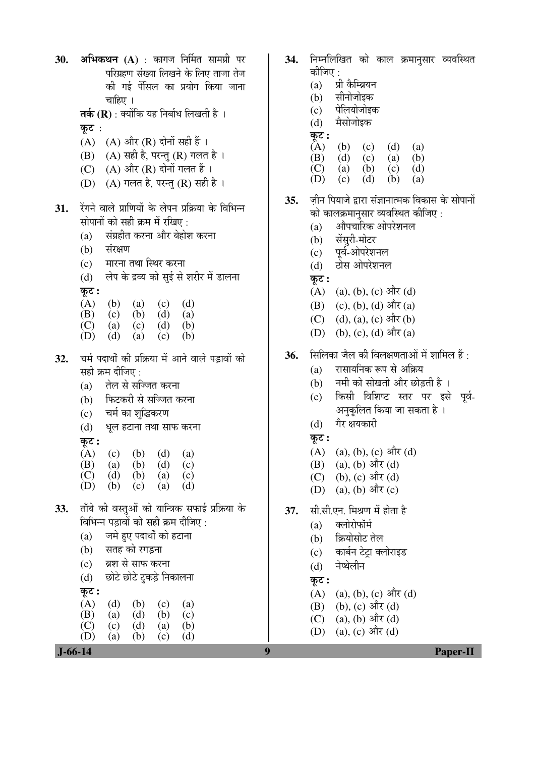**30.** **अभिकथन (A)** : कागज निर्मित सामग्री पर परिग्रहण संख्या लिखने के लिए ताजा तेज की गई पेंसिल का प्रयोग किया जाना चाहिए ।

**तर्क (R)** : क्योंकि यह निर्बाध लिखती है ।

**कूट** :

(A) (A) और (R) दोनों सही हैं ।

(B) (A) सही है, परन्तु (R) गलत है ।

(C) (A) और (R) दोनों गलत हैं ।

(D) (A) गलत है, परन्तु (R) सही है ।

**31.** रेंगने वाले प्राणियों के लेपन प्रक्रिया के विभिन्न सोपानों को सही क्रम में रखिए :

(a) संग्रहीत करना और बेहोश करना

(b) संरक्षण

(c) मारना तथा स्थिर करना

(d) लेप के द्रव्य को सुई से शरीर में डालना

**कूट :**

| | | | | |
|---|---|---|---|---|
| (A) | (b) | (a) | (c) | (d) |
| (B) | (c) | (b) | (d) | (a) |
| (C) | (a) | (c) | (d) | (b) |
| (D) | (d) | (a) | (c) | (b) |

**32.** चर्म पदार्थों की प्रक्रिया में आने वाले पड़ावों को सही क्रम दीजिए :

(a) तेल से सज्जित करना

(b) फिटकरी से सज्जित करना

(c) चर्म का शुद्धिकरण

(d) धूल हटाना तथा साफ करना

**कूट :**

| | | | | |
|---|---|---|---|---|
| (A) | (c) | (b) | (d) | (a) |
| (B) | (a) | (b) | (d) | (c) |
| (C) | (d) | (b) | (a) | (c) |
| (D) | (b) | (c) | (a) | (d) |

**33.** ताँबे की वस्तुओं को यान्त्रिक सफाई प्रक्रिया के विभिन्न पड़ावों को सही क्रम दीजिए :

(a) जमे हुए पदार्थों को हटाना

(b) सतह को रगड़ना

(c) ब्रश से साफ करना

(d) छोटे छोटे टुकड़े निकालना

**कूट :**

| | | | | |
|---|---|---|---|---|
| (A) | (d) | (b) | (c) | (a) |
| (B) | (a) | (d) | (b) | (c) |
| (C) | (c) | (d) | (a) | (b) |
| (D) | (a) | (b) | (c) | (d) |

**34.** निम्नलिखित को काल क्रमानुसार व्यवस्थित कीजिए :

(a) प्री कैम्ब्रियन

(b) सीनोजोइक

(c) पेलियोजोइक

(d) मैसोजोइक

**कूट :**

| | | | | |
|---|---|---|---|---|
| (A) | (b) | (c) | (d) | (a) |
| (B) | (d) | (c) | (a) | (b) |
| (C) | (a) | (b) | (c) | (d) |
| (D) | (c) | (d) | (b) | (a) |

**35.** ज़ीन पियाजे द्वारा संज्ञानात्मक विकास के सोपानों को कालक्रमानुसार व्यवस्थित कीजिए :

(a) औपचारिक ओपरेशनल

(b) सेंसुरी-मोटर

(c) पूर्व-ओपरेशनल

(d) ठोस ओपरेशनल

**कूट :**

(A) (a), (b), (c) और (d)

(B) (c), (b), (d) और (a)

(C) (d), (a), (c) और (b)

(D) (b), (c), (d) और (a)

**36.** सिलिका जैल की विलक्षणताओं में शामिल हैं :

(a) रासायनिक रूप से अक्रिय

(b) नमी को सोखती और छोड़ती है ।

(c) किसी विशिष्ट स्तर पर इसे पूर्व-अनुकूलित किया जा सकता है ।

(d) गैर क्षयकारी

**कूट :**

(A) (a), (b), (c) और (d)

(B) (a), (b) और (d)

(C) (b), (c) और (d)

(D) (a), (b) और (c)

**37.** सी.सी.एन. मिश्रण में होता है

(a) क्लोरोफॉर्म

(b) क्रियोसोट तेल

(c) कार्बन टेट्रा क्लोराइड

(d) नेप्थेलीन

**कूट :**

(A) (a), (b), (c) और (d)

(B) (b), (c) और (d)

(C) (a), (b) और (d)

(D) (a), (c) और (d)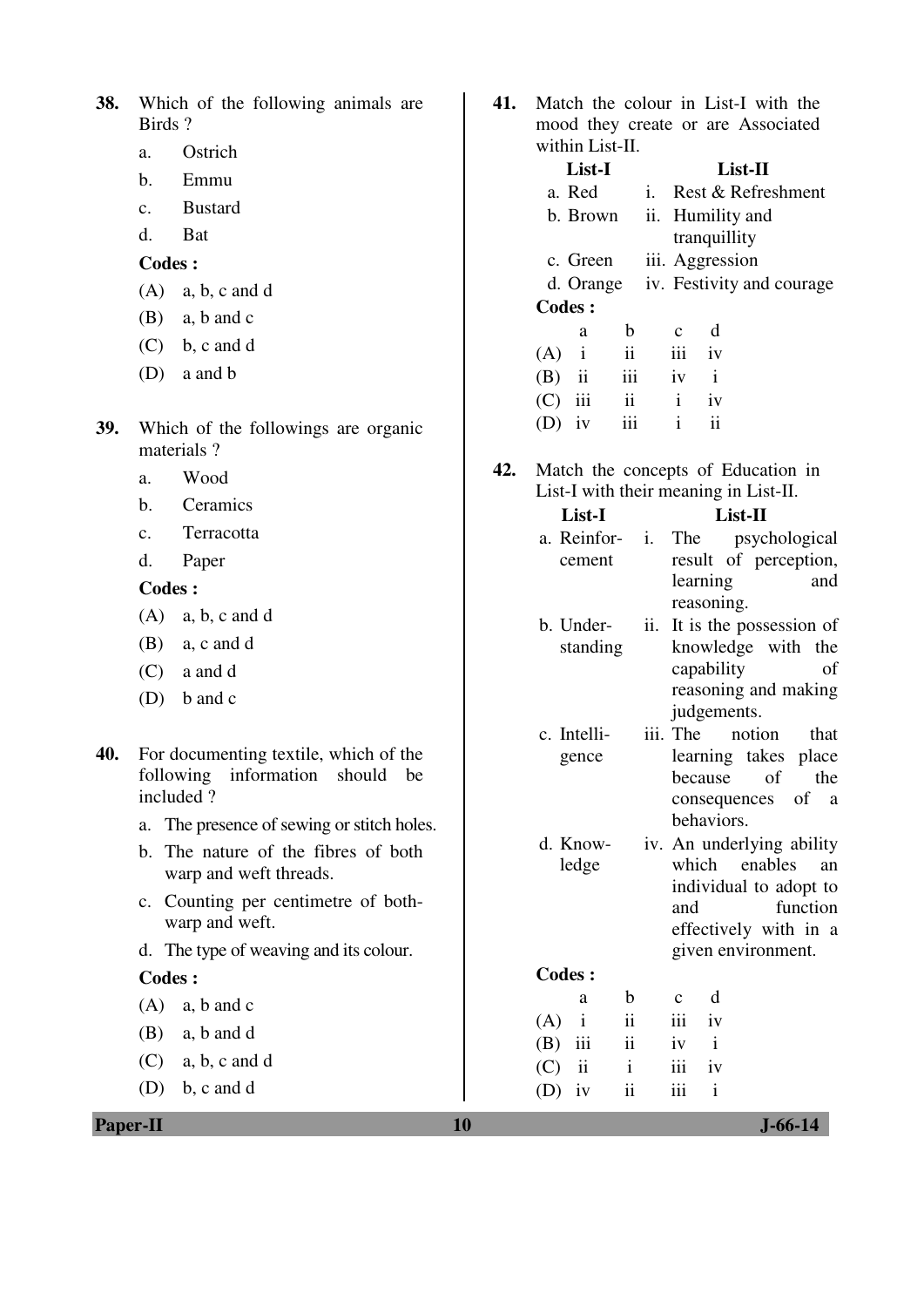38. Which of the following animals are Birds ?

a. Ostrich
b. Emmu
c. Bustard
d. Bat

**Codes :**

(A) a, b, c and d
(B) a, b and c
(C) b, c and d
(D) a and b

39. Which of the followings are organic materials ?

a. Wood
b. Ceramics
c. Terracotta
d. Paper

**Codes :**

(A) a, b, c and d
(B) a, c and d
(C) a and d
(D) b and c

40. For documenting textile, which of the following information should be included ?

a. The presence of sewing or stitch holes.
b. The nature of the fibres of both warp and weft threads.
c. Counting per centimetre of both-warp and weft.
d. The type of weaving and its colour.

**Codes :**

(A) a, b and c
(B) a, b and d
(C) a, b, c and d
(D) b, c and d

41. Match the colour in List-I with the mood they create or are Associated within List-II.

| List-I | List-II |
|---|---|
| a. Red | i. Rest & Refreshment |
| b. Brown | ii. Humility and tranquillity |
| c. Green | iii. Aggression |
| d. Orange | iv. Festivity and courage |

**Codes :**

| | a | b | c | d |
|---|---|---|---|---|
| (A) | i | ii | iii | iv |
| (B) | ii | iii | iv | i |
| (C) | iii | ii | i | iv |
| (D) | iv | iii | i | ii |

42. Match the concepts of Education in List-I with their meaning in List-II.

| List-I | List-II |
|---|---|
| a. Reinforcement | i. The psychological result of perception, learning and reasoning. |
| b. Understanding | ii. It is the possession of knowledge with the capability of reasoning and making judgements. |
| c. Intelligence | iii. The notion that learning takes place because of the consequences of a behaviors. |
| d. Knowledge | iv. An underlying ability which enables an individual to adopt to and function effectively with in a given environment. |

**Codes :**

| | a | b | c | d |
|---|---|---|---|---|
| (A) | i | ii | iii | iv |
| (B) | iii | ii | iv | i |
| (C) | ii | i | iii | iv |
| (D) | iv | ii | iii | i |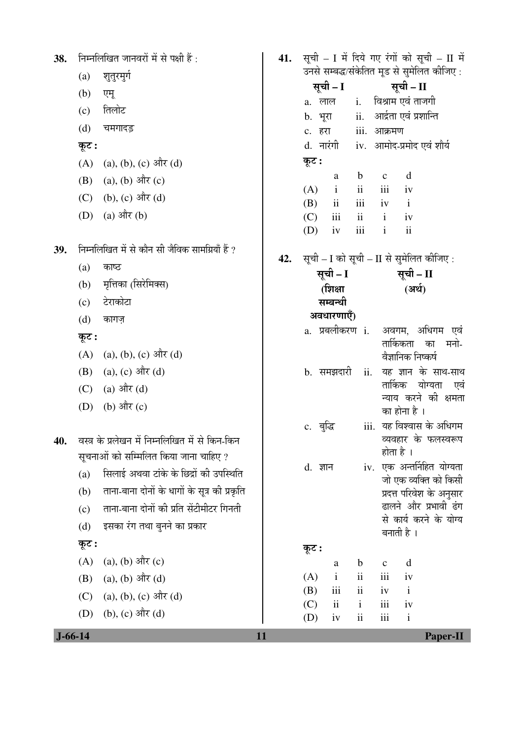38. निम्नलिखित जानवरों में से पक्षी हैं :

(a) शुतुरमुर्ग
(b) एमू
(c) तिलोट
(d) चमगादड़

कूट :

(A) (a), (b), (c) और (d)
(B) (a), (b) और (c)
(C) (b), (c) और (d)
(D) (a) और (b)

39. निम्नलिखित में से कौन सी जैविक सामग्रियाँ हैं ?

(a) काष्ठ
(b) मृत्तिका (सिरेमिक्स)
(c) टेराकोटा
(d) कागज़

कूट :

(A) (a), (b), (c) और (d)
(B) (a), (c) और (d)
(C) (a) और (d)
(D) (b) और (c)

40. वस्त्र के प्रलेखन में निम्नलिखित में से किन-किन सूचनाओं को सम्मिलित किया जाना चाहिए ?

(a) सिलाई अथवा टांके के छिद्रों की उपस्थिति
(b) ताना-बाना दोनों के धागों के सूत्र की प्रकृति
(c) ताना-बाना दोनों की प्रति सेंटीमीटर गिनती
(d) इसका रंग तथा बुनने का प्रकार

कूट :

(A) (a), (b) और (c)
(B) (a), (b) और (d)
(C) (a), (b), (c) और (d)
(D) (b), (c) और (d)

41. सूची – I में दिये गए रंगों को सूची – II में उनसे सम्बद्ध/संकेतित मूड से सुमेलित कीजिए :

| सूची – I | सूची – II |
|---|---|
| a. लाल | i. विश्राम एवं ताजगी |
| b. भूरा | ii. आर्द्रता एवं प्रशान्ति |
| c. हरा | iii. आक्रमण |
| d. नारंगी | iv. आमोद-प्रमोद एवं शौर्य |

कूट :

| | a | b | c | d |
|---|---|---|---|---|
| (A) | i | ii | iii | iv |
| (B) | ii | iii | iv | i |
| (C) | iii | ii | i | iv |
| (D) | iv | iii | i | ii |

42. सूची – I को सूची – II से सुमेलित कीजिए :

| सूची – I (शिक्षा सम्बन्धी अवधारणाएँ) | सूची – II (अर्थ) |
|---|---|
| a. प्रबलीकरण | i. अवगम, अधिगम एवं तार्किकता का मनो-वैज्ञानिक निष्कर्ष |
| b. समझदारी | ii. यह ज्ञान के साथ-साथ तार्किक योग्यता एवं न्याय करने की क्षमता का होना है । |
| c. बुद्धि | iii. यह विश्वास के अधिगम व्यवहार के फलस्वरूप होता है । |
| d. ज्ञान | iv. एक अन्तर्निहित योग्यता जो एक व्यक्ति को किसी प्रदत्त परिवेश के अनुसार ढालने और प्रभावी ढंग से कार्य करने के योग्य बनाती है । |

कूट :

| | a | b | c | d |
|---|---|---|---|---|
| (A) | i | ii | iii | iv |
| (B) | iii | ii | iv | i |
| (C) | ii | i | iii | iv |
| (D) | iv | ii | iii | i |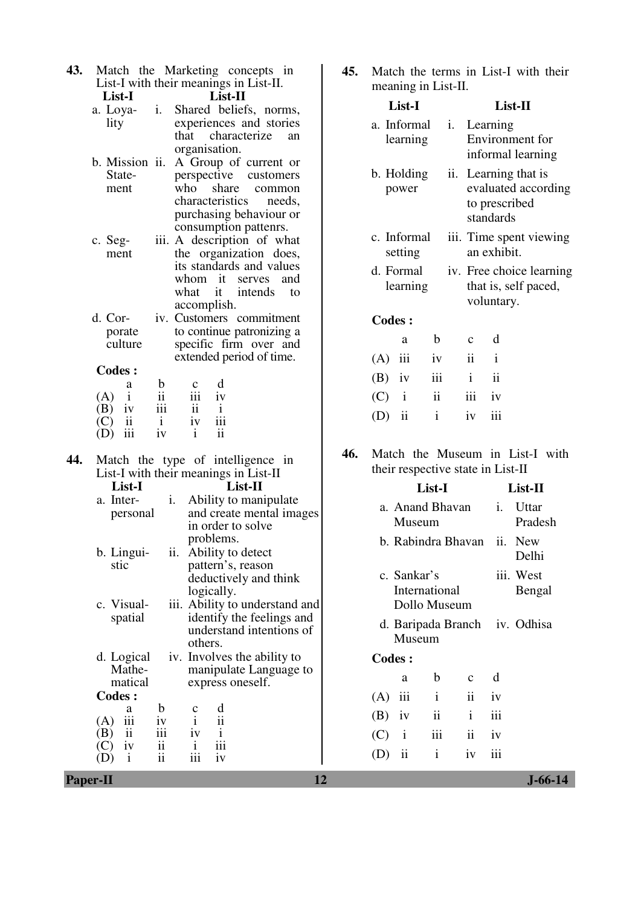**43.** Match the Marketing concepts in List-I with their meanings in List-II.

| List-I | List-II |
|---|---|
| a. Loyalty | i. Shared beliefs, norms, experiences and stories that characterize an organisation. |
| b. Mission Statement | ii. A Group of current or perspective customers who share common characteristics needs, purchasing behaviour or consumption pattenrs. |
| c. Segment | iii. A description of what the organization does, its standards and values whom it serves and what it intends to accomplish. |
| d. Corporate culture | iv. Customers commitment to continue patronizing a specific firm over and extended period of time. |

**Codes :**

| | a | b | c | d |
|---|---|---|---|---|
| (A) | i | ii | iii | iv |
| (B) | iv | iii | ii | i |
| (C) | ii | i | iv | iii |
| (D) | iii | iv | i | ii |

**44.** Match the type of intelligence in List-I with their meanings in List-II

| List-I | List-II |
|---|---|
| a. Interpersonal | i. Ability to manipulate and create mental images in order to solve problems. |
| b. Linguistic | ii. Ability to detect pattern's, reason deductively and think logically. |
| c. Visual-spatial | iii. Ability to understand and identify the feelings and understand intentions of others. |
| d. Logical Mathematical | iv. Involves the ability to manipulate Language to express oneself. |

**Codes :**

| | a | b | c | d |
|---|---|---|---|---|
| (A) | iii | iv | i | ii |
| (B) | ii | iii | iv | i |
| (C) | iv | ii | i | iii |
| (D) | i | ii | iii | iv |

**45.** Match the terms in List-I with their meaning in List-II.

| List-I | List-II |
|---|---|
| a. Informal learning | i. Learning Environment for informal learning |
| b. Holding power | ii. Learning that is evaluated according to prescribed standards |
| c. Informal setting | iii. Time spent viewing an exhibit. |
| d. Formal learning | iv. Free choice learning that is, self paced, voluntary. |

**Codes :**

| | a | b | c | d |
|---|---|---|---|---|
| (A) | iii | iv | ii | i |
| (B) | iv | iii | i | ii |
| (C) | i | ii | iii | iv |
| (D) | ii | i | iv | iii |

**46.** Match the Museum in List-I with their respective state in List-II

| List-I | List-II |
|---|---|
| a. Anand Bhavan Museum | i. Uttar Pradesh |
| b. Rabindra Bhavan | ii. New Delhi |
| c. Sankar's International Dollo Museum | iii. West Bengal |
| d. Baripada Branch Museum | iv. Odhisa |

**Codes :**

| | a | b | c | d |
|---|---|---|---|---|
| (A) | iii | i | ii | iv |
| (B) | iv | ii | i | iii |
| (C) | i | iii | ii | iv |
| (D) | ii | i | iv | iii |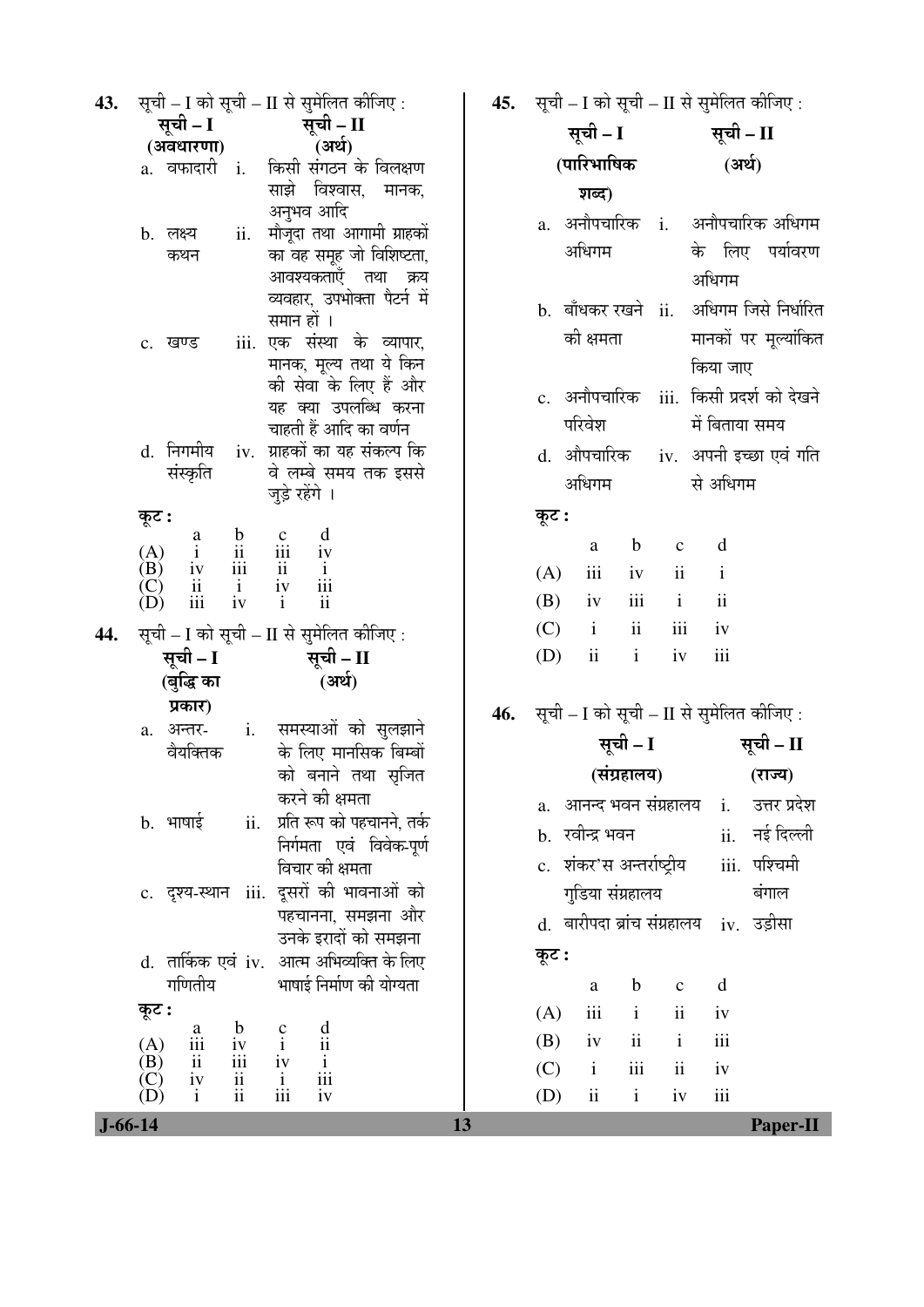**43.** सूची – I को सूची – II से सुमेलित कीजिए :

| सूची – I (अवधारणा) | सूची – II (अर्थ) |
|---|---|
| a. वफादारी | i. किसी संगठन के विलक्षण साझे विश्वास, मानक, अनुभव आदि |
| b. लक्ष्य कथन | ii. मौजूदा तथा आगामी ग्राहकों का वह समूह जो विशिष्टता, आवश्यकताएँ तथा क्रय व्यवहार, उपभोक्ता पैटर्न में समान हों । |
| c. खण्ड | iii. एक संस्था के व्यापार, मानक, मूल्य तथा ये किन की सेवा के लिए हैं और यह क्या उपलब्धि करना चाहती हैं आदि का वर्णन |
| d. निगमीय संस्कृति | iv. ग्राहकों का यह संकल्प कि वे लम्बे समय तक इससे जुड़े रहेंगे । |

**कूट :**

| | a | b | c | d |
|---|---|---|---|---|
| (A) | i | ii | iii | iv |
| (B) | iv | iii | ii | i |
| (C) | ii | i | iv | iii |
| (D) | iii | iv | i | ii |

**44.** सूची – I को सूची – II से सुमेलित कीजिए :

| सूची – I (बुद्धि का प्रकार) | सूची – II (अर्थ) |
|---|---|
| a. अन्तर-वैयक्तिक | i. समस्याओं को सुलझाने के लिए मानसिक बिम्बों को बनाने तथा सृजित करने की क्षमता |
| b. भाषाई | ii. प्रति रूप को पहचानने, तर्क निर्गमता एवं विवेक-पूर्ण विचार की क्षमता |
| c. दृश्य-स्थान | iii. दूसरों की भावनाओं को पहचानना, समझना और उनके इरादों को समझना |
| d. तार्किक एवं गणितीय | iv. आत्म अभिव्यक्ति के लिए भाषाई निर्माण की योग्यता |

**कूट :**

| | a | b | c | d |
|---|---|---|---|---|
| (A) | iii | iv | i | ii |
| (B) | ii | iii | iv | i |
| (C) | iv | ii | i | iii |
| (D) | i | ii | iii | iv |

**45.** सूची – I को सूची – II से सुमेलित कीजिए :

| सूची – I (पारिभाषिक शब्द) | सूची – II (अर्थ) |
|---|---|
| a. अनौपचारिक अधिगम | i. अनौपचारिक अधिगम के लिए पर्यावरण अधिगम |
| b. बाँधकर रखने की क्षमता | ii. अधिगम जिसे निर्धारित मानकों पर मूल्यांकित किया जाए |
| c. अनौपचारिक परिवेश | iii. किसी प्रदर्श को देखने में बिताया समय |
| d. औपचारिक अधिगम | iv. अपनी इच्छा एवं गति से अधिगम |

**कूट :**

| | a | b | c | d |
|---|---|---|---|---|
| (A) | iii | iv | ii | i |
| (B) | iv | iii | i | ii |
| (C) | i | ii | iii | iv |
| (D) | ii | i | iv | iii |

**46.** सूची – I को सूची – II से सुमेलित कीजिए :

| सूची – I (संग्रहालय) | सूची – II (राज्य) |
|---|---|
| a. आनन्द भवन संग्रहालय | i. उत्तर प्रदेश |
| b. रवीन्द्र भवन | ii. नई दिल्ली |
| c. शंकर'स अन्तर्राष्ट्रीय गुडिया संग्रहालय | iii. पश्चिमी बंगाल |
| d. बारीपदा ब्रांच संग्रहालय | iv. उड़ीसा |

**कूट :**

| | a | b | c | d |
|---|---|---|---|---|
| (A) | iii | i | ii | iv |
| (B) | iv | ii | i | iii |
| (C) | i | iii | ii | iv |
| (D) | ii | i | iv | iii |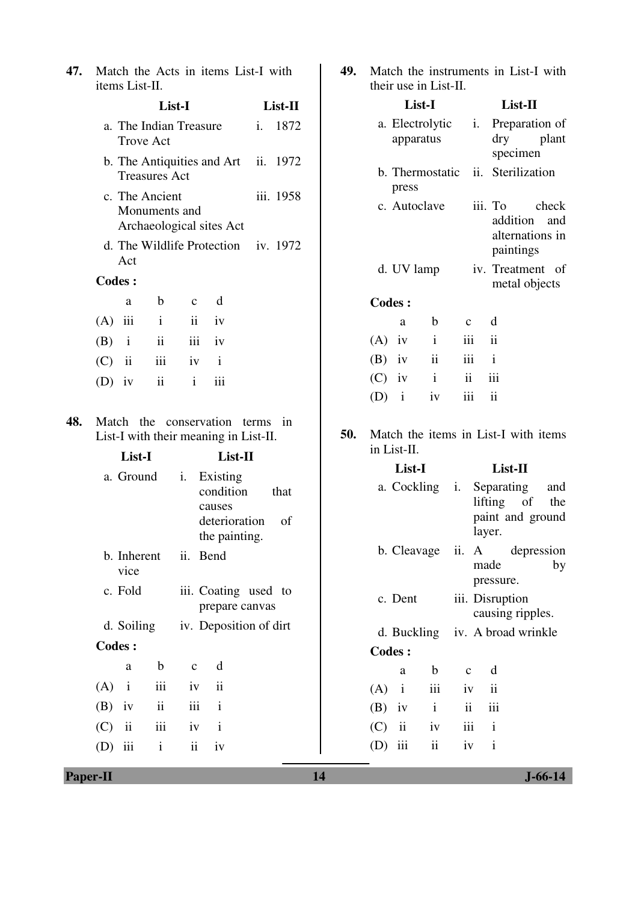**47.** Match the Acts in items List-I with items List-II.

| List-I | List-II |
|---|---|
| a. The Indian Treasure Trove Act | i. 1872 |
| b. The Antiquities and Art Treasures Act | ii. 1972 |
| c. The Ancient Monuments and Archaeological sites Act | iii. 1958 |
| d. The Wildlife Protection Act | iv. 1972 |

**Codes :**

| | a | b | c | d |
|---|---|---|---|---|
| (A) | iii | i | ii | iv |
| (B) | i | ii | iii | iv |
| (C) | ii | iii | iv | i |
| (D) | iv | ii | i | iii |

**48.** Match the conservation terms in List-I with their meaning in List-II.

| List-I | List-II |
|---|---|
| a. Ground | i. Existing condition that causes deterioration of the painting. |
| b. Inherent vice | ii. Bend |
| c. Fold | iii. Coating used to prepare canvas |
| d. Soiling | iv. Deposition of dirt |

**Codes :**

| | a | b | c | d |
|---|---|---|---|---|
| (A) | i | iii | iv | ii |
| (B) | iv | ii | iii | i |
| (C) | ii | iii | iv | i |
| (D) | iii | i | ii | iv |

**49.** Match the instruments in List-I with their use in List-II.

| List-I | List-II |
|---|---|
| a. Electrolytic apparatus | i. Preparation of dry plant specimen |
| b. Thermostatic press | ii. Sterilization |
| c. Autoclave | iii. To check addition and alternations in paintings |
| d. UV lamp | iv. Treatment of metal objects |

**Codes :**

| | a | b | c | d |
|---|---|---|---|---|
| (A) | iv | i | iii | ii |
| (B) | iv | ii | iii | i |
| (C) | iv | i | ii | iii |
| (D) | i | iv | iii | ii |

**50.** Match the items in List-I with items in List-II.

| List-I | List-II |
|---|---|
| a. Cockling | i. Separating and lifting of the paint and ground layer. |
| b. Cleavage | ii. A depression made by pressure. |
| c. Dent | iii. Disruption causing ripples. |
| d. Buckling | iv. A broad wrinkle |

**Codes :**

| | a | b | c | d |
|---|---|---|---|---|
| (A) | i | iii | iv | ii |
| (B) | iv | i | ii | iii |
| (C) | ii | iv | iii | i |
| (D) | iii | ii | iv | i |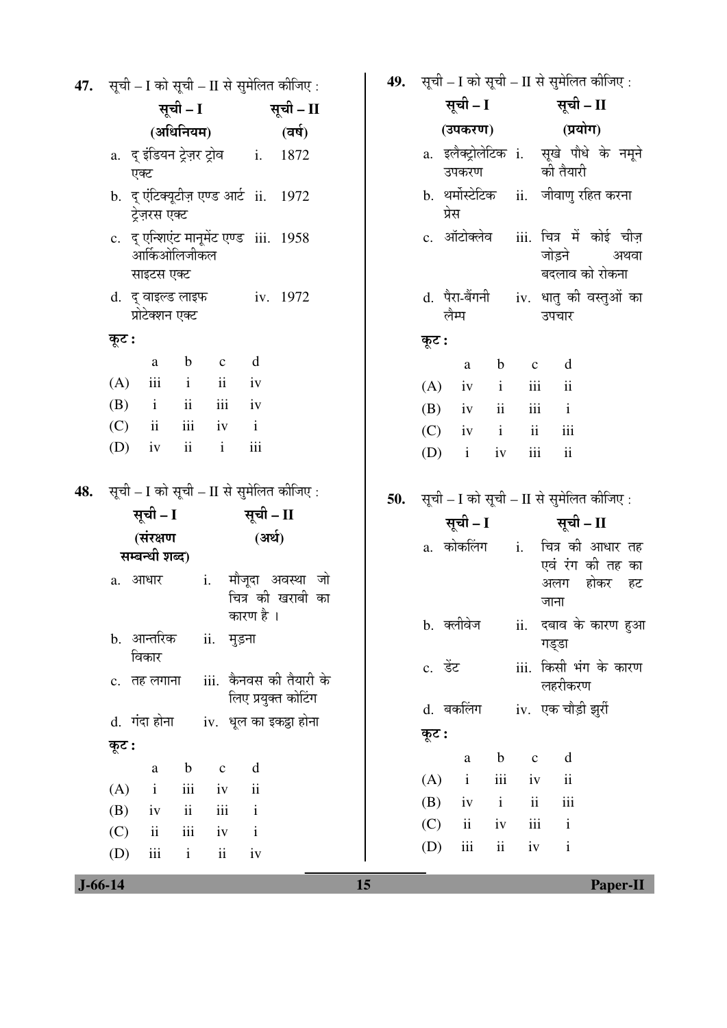47. सूची – I को सूची – II से सुमेलित कीजिए :

| सूची – I (अधिनियम) | सूची – II (वर्ष) |
|---|---|
| a. द् इंडियन ट्रेज़र ट्रोव एक्ट | i. 1872 |
| b. द् एंटिक्यूटीज़ एण्ड आर्ट ट्रेज़रस एक्ट | ii. 1972 |
| c. द् एन्शिएंट मानूमेंट एण्ड आर्किओलिजीकल साइटस एक्ट | iii. 1958 |
| d. द् वाइल्ड लाइफ प्रोटेक्शन एक्ट | iv. 1972 |

कूट :

| | a | b | c | d |
|---|---|---|---|---|
| (A) | iii | i | ii | iv |
| (B) | i | ii | iii | iv |
| (C) | ii | iii | iv | i |
| (D) | iv | ii | i | iii |

48. सूची – I को सूची – II से सुमेलित कीजिए :

| सूची – I (संरक्षण सम्बन्धी शब्द) | सूची – II (अर्थ) |
|---|---|
| a. आधार | i. मौजूदा अवस्था जो चित्र की खराबी का कारण है । |
| b. आन्तरिक विकार | ii. मुड़ना |
| c. तह लगाना | iii. कैनवस की तैयारी के लिए प्रयुक्त कोटिंग |
| d. गंदा होना | iv. धूल का इकट्ठा होना |

कूट :

| | a | b | c | d |
|---|---|---|---|---|
| (A) | i | iii | iv | ii |
| (B) | iv | ii | iii | i |
| (C) | ii | iii | iv | i |
| (D) | iii | i | ii | iv |

49. सूची – I को सूची – II से सुमेलित कीजिए :

| सूची – I (उपकरण) | सूची – II (प्रयोग) |
|---|---|
| a. इलैक्ट्रोलेटिक उपकरण | i. सूखे पौधे के नमूने की तैयारी |
| b. थर्मोस्टेटिक प्रेस | ii. जीवाणु रहित करना |
| c. ऑटोक्लेव | iii. चित्र में कोई चीज़ जोड़ने अथवा बदलाव को रोकना |
| d. पैरा-बैंगनी लैम्प | iv. धातु की वस्तुओं का उपचार |

कूट :

| | a | b | c | d |
|---|---|---|---|---|
| (A) | iv | i | iii | ii |
| (B) | iv | ii | iii | i |
| (C) | iv | i | ii | iii |
| (D) | i | iv | iii | ii |

50. सूची – I को सूची – II से सुमेलित कीजिए :

| सूची – I | सूची – II |
|---|---|
| a. कोकलिंग | i. चित्र की आधार तह एवं रंग की तह का अलग होकर हट जाना |
| b. क्लीवेज | ii. दबाव के कारण हुआ गड्डा |
| c. डेंट | iii. किसी भंग के कारण लहरीकरण |
| d. बकलिंग | iv. एक चौड़ी झुर्री |

कूट :

| | a | b | c | d |
|---|---|---|---|---|
| (A) | i | iii | iv | ii |
| (B) | iv | i | ii | iii |
| (C) | ii | iv | iii | i |
| (D) | iii | ii | iv | i |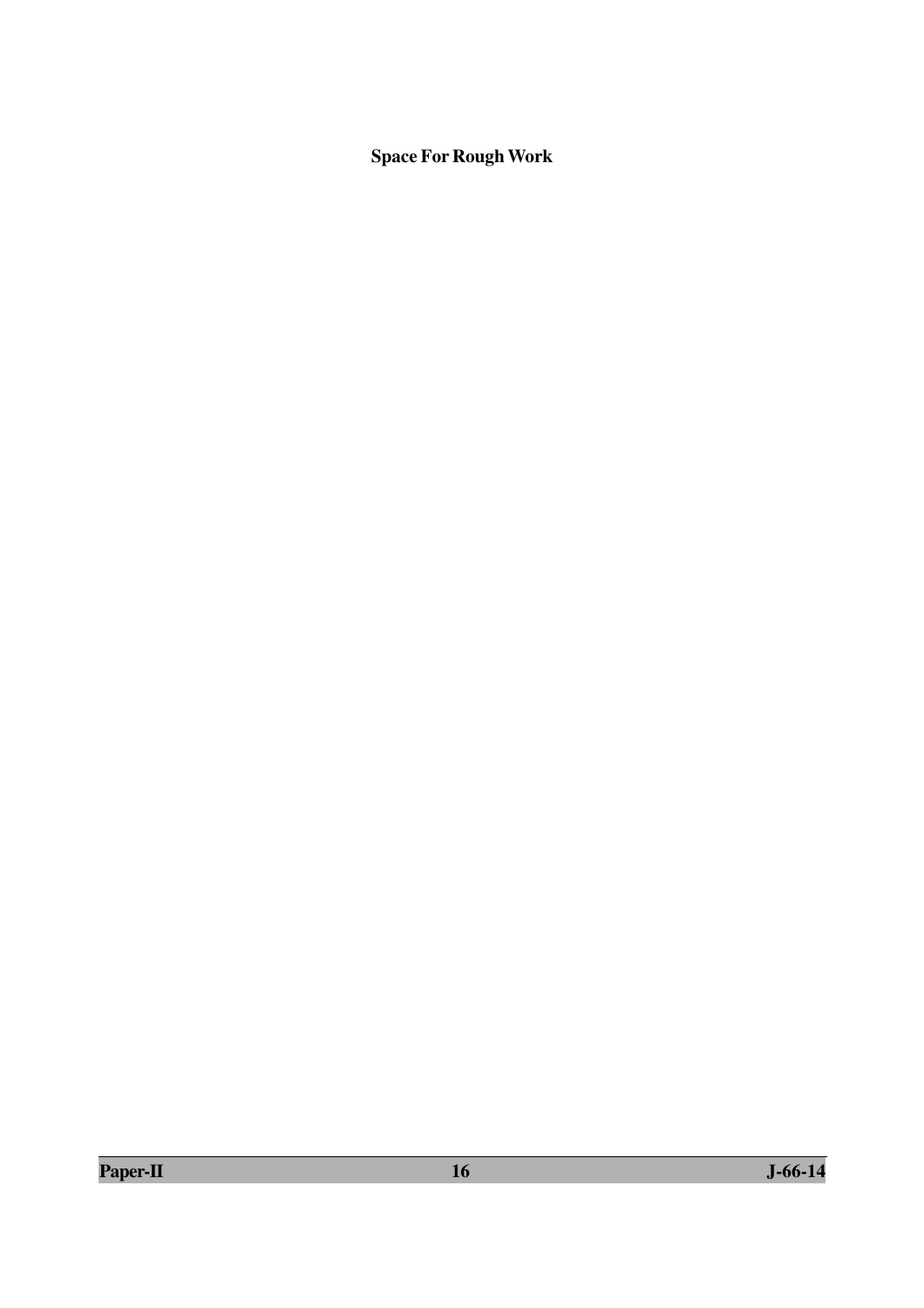**Space For Rough Work**